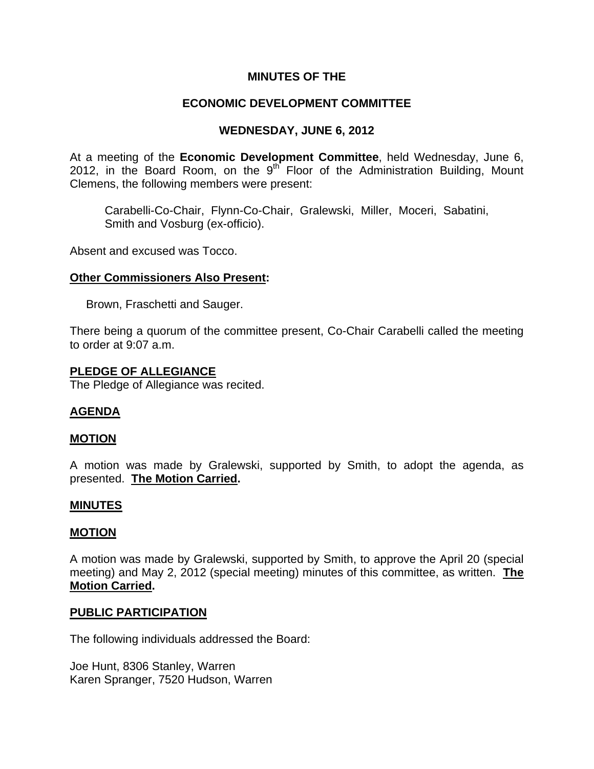**MINUTES OF THE**

**ECONOMIC DEVELOPMENT COMMITTEE**

**WEDNESDAY, JUNE 6, 2012**

At a meeting of the **Economic Development Committee**, held Wednesday, June 6, 2012, in the Board Room, on the 9th Floor of the Administration Building, Mount Clemens, the following members were present:

Carabelli-Co-Chair, Flynn-Co-Chair, Gralewski, Miller, Moceri, Sabatini, Smith and Vosburg (ex-officio).

Absent and excused was Tocco.

**Other Commissioners Also Present:**

Brown, Fraschetti and Sauger.

There being a quorum of the committee present, Co-Chair Carabelli called the meeting to order at 9:07 a.m.

**PLEDGE OF ALLEGIANCE**

The Pledge of Allegiance was recited.

**AGENDA**

**MOTION**

A motion was made by Gralewski, supported by Smith, to adopt the agenda, as presented. **The Motion Carried.**

**MINUTES**

**MOTION**

A motion was made by Gralewski, supported by Smith, to approve the April 20 (special meeting) and May 2, 2012 (special meeting) minutes of this committee, as written. **The Motion Carried.**

**PUBLIC PARTICIPATION**

The following individuals addressed the Board:

Joe Hunt, 8306 Stanley, Warren
Karen Spranger, 7520 Hudson, Warren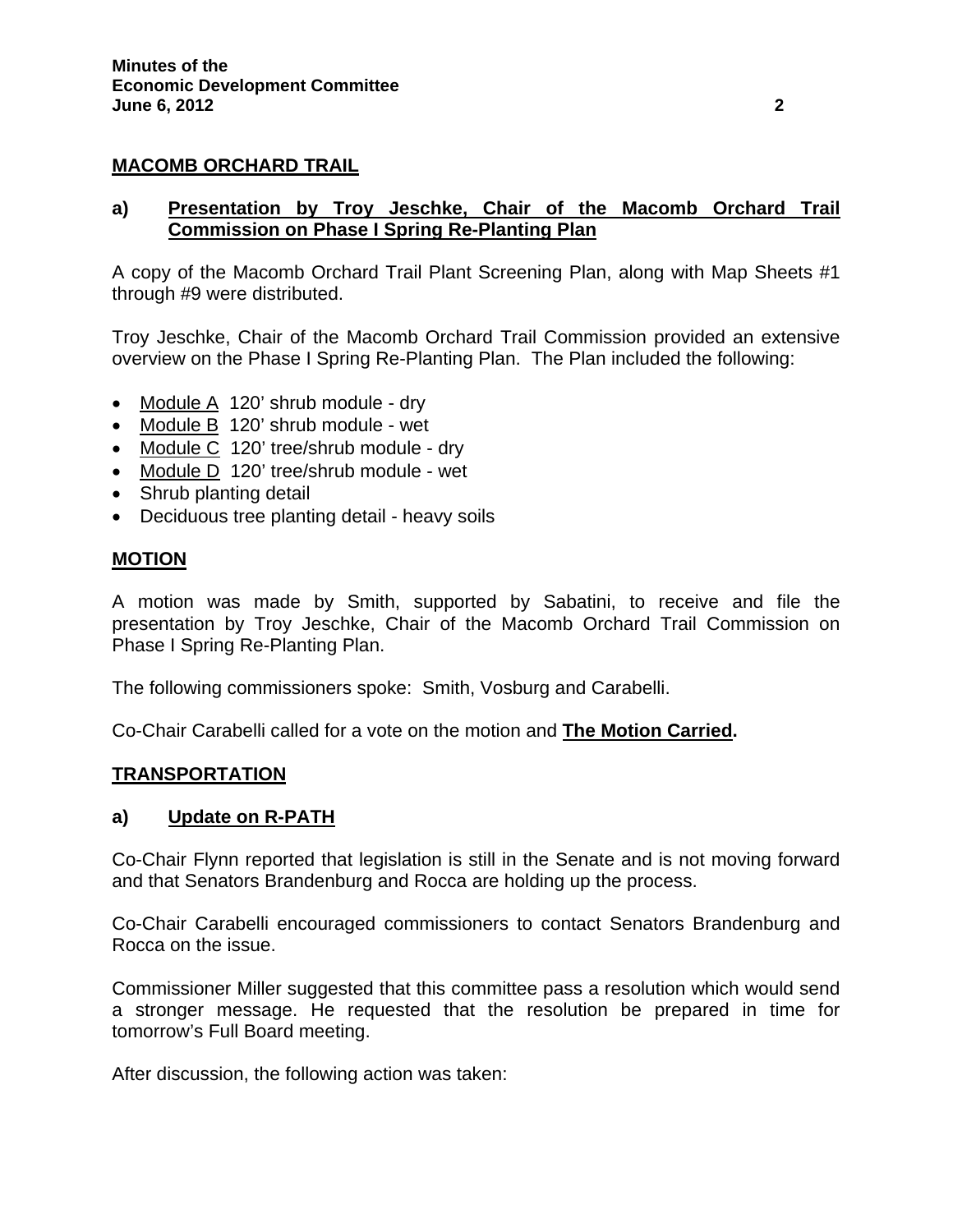## MACOMB ORCHARD TRAIL

### a) Presentation by Troy Jeschke, Chair of the Macomb Orchard Trail Commission on Phase I Spring Re-Planting Plan

A copy of the Macomb Orchard Trail Plant Screening Plan, along with Map Sheets #1 through #9 were distributed.

Troy Jeschke, Chair of the Macomb Orchard Trail Commission provided an extensive overview on the Phase I Spring Re-Planting Plan. The Plan included the following:

- Module A 120' shrub module - dry
- Module B 120' shrub module - wet
- Module C 120' tree/shrub module - dry
- Module D 120' tree/shrub module - wet
- Shrub planting detail
- Deciduous tree planting detail - heavy soils

## MOTION

A motion was made by Smith, supported by Sabatini, to receive and file the presentation by Troy Jeschke, Chair of the Macomb Orchard Trail Commission on Phase I Spring Re-Planting Plan.

The following commissioners spoke: Smith, Vosburg and Carabelli.

Co-Chair Carabelli called for a vote on the motion and **The Motion Carried.**

## TRANSPORTATION

### a) Update on R-PATH

Co-Chair Flynn reported that legislation is still in the Senate and is not moving forward and that Senators Brandenburg and Rocca are holding up the process.

Co-Chair Carabelli encouraged commissioners to contact Senators Brandenburg and Rocca on the issue.

Commissioner Miller suggested that this committee pass a resolution which would send a stronger message. He requested that the resolution be prepared in time for tomorrow's Full Board meeting.

After discussion, the following action was taken: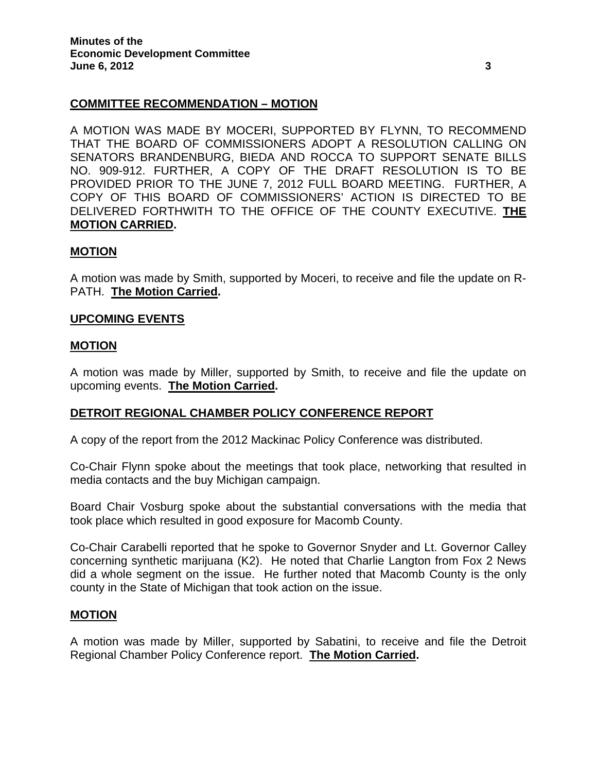**COMMITTEE RECOMMENDATION – MOTION**

A MOTION WAS MADE BY MOCERI, SUPPORTED BY FLYNN, TO RECOMMEND THAT THE BOARD OF COMMISSIONERS ADOPT A RESOLUTION CALLING ON SENATORS BRANDENBURG, BIEDA AND ROCCA TO SUPPORT SENATE BILLS NO. 909-912. FURTHER, A COPY OF THE DRAFT RESOLUTION IS TO BE PROVIDED PRIOR TO THE JUNE 7, 2012 FULL BOARD MEETING. FURTHER, A COPY OF THIS BOARD OF COMMISSIONERS' ACTION IS DIRECTED TO BE DELIVERED FORTHWITH TO THE OFFICE OF THE COUNTY EXECUTIVE. **THE MOTION CARRIED.**

**MOTION**

A motion was made by Smith, supported by Moceri, to receive and file the update on R-PATH. **The Motion Carried.**

**UPCOMING EVENTS**

**MOTION**

A motion was made by Miller, supported by Smith, to receive and file the update on upcoming events. **The Motion Carried.**

**DETROIT REGIONAL CHAMBER POLICY CONFERENCE REPORT**

A copy of the report from the 2012 Mackinac Policy Conference was distributed.

Co-Chair Flynn spoke about the meetings that took place, networking that resulted in media contacts and the buy Michigan campaign.

Board Chair Vosburg spoke about the substantial conversations with the media that took place which resulted in good exposure for Macomb County.

Co-Chair Carabelli reported that he spoke to Governor Snyder and Lt. Governor Calley concerning synthetic marijuana (K2). He noted that Charlie Langton from Fox 2 News did a whole segment on the issue. He further noted that Macomb County is the only county in the State of Michigan that took action on the issue.

**MOTION**

A motion was made by Miller, supported by Sabatini, to receive and file the Detroit Regional Chamber Policy Conference report. **The Motion Carried.**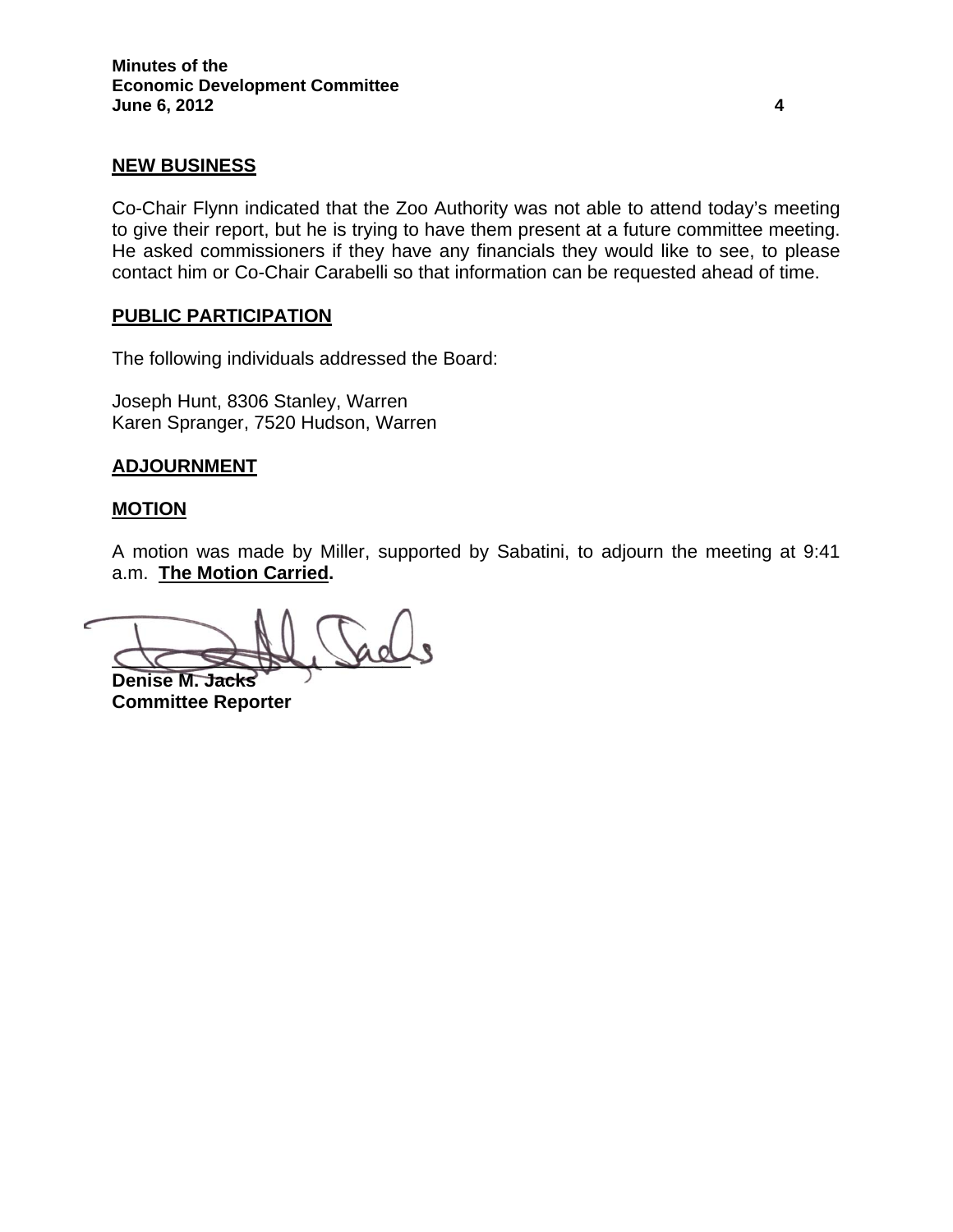## NEW BUSINESS

Co-Chair Flynn indicated that the Zoo Authority was not able to attend today's meeting to give their report, but he is trying to have them present at a future committee meeting. He asked commissioners if they have any financials they would like to see, to please contact him or Co-Chair Carabelli so that information can be requested ahead of time.

## PUBLIC PARTICIPATION

The following individuals addressed the Board:

Joseph Hunt, 8306 Stanley, Warren
Karen Spranger, 7520 Hudson, Warren

## ADJOURNMENT

## MOTION

A motion was made by Miller, supported by Sabatini, to adjourn the meeting at 9:41 a.m. **The Motion Carried.**

**Denise M. Jacks**
**Committee Reporter**